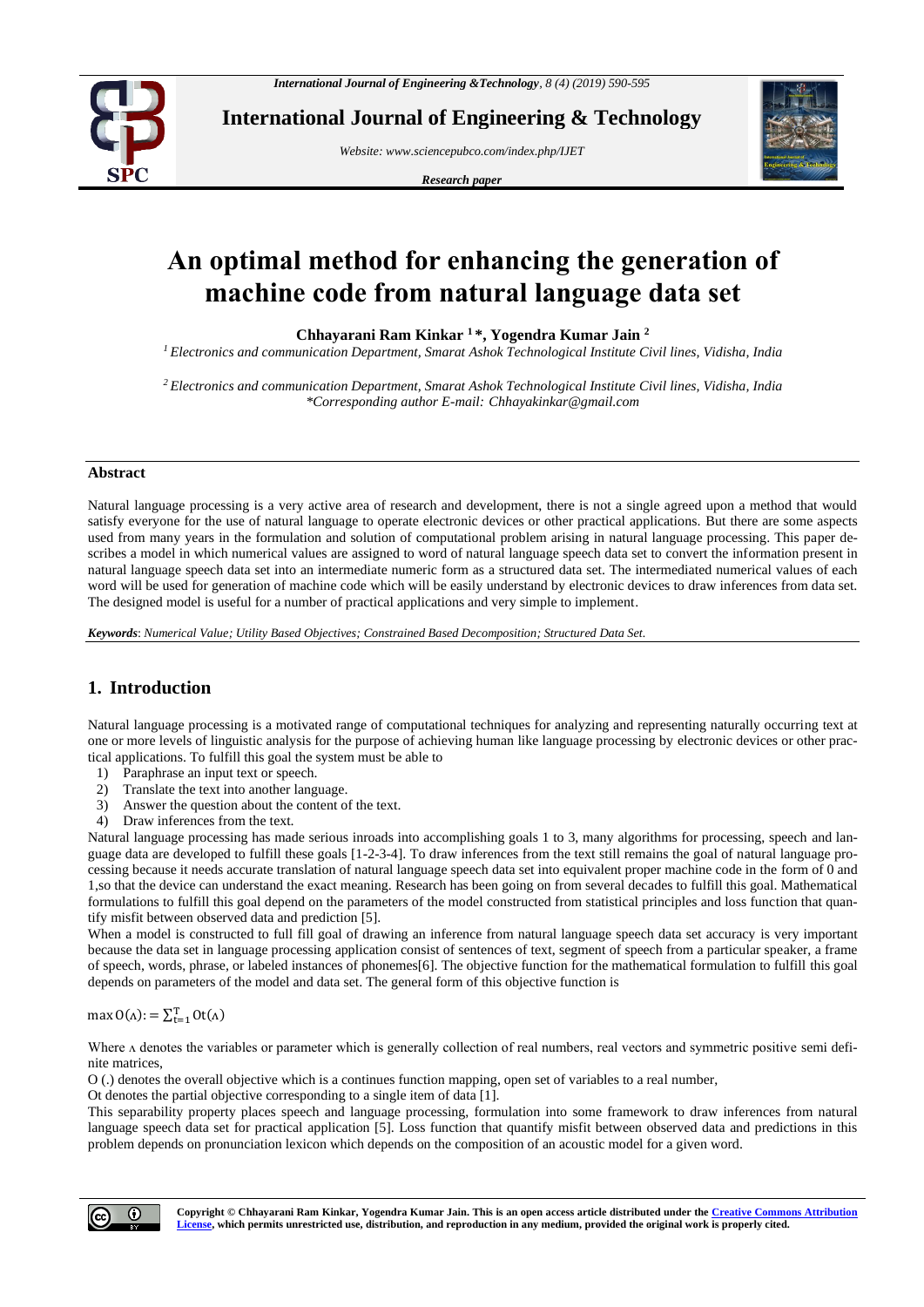# An optimal method for enhancing the generation of machine code from natural language data set

**Chhayarani Ram Kinkar [1]\*, Yogendra Kumar Jain [2]**

[1] *Electronics and communication Department, Smarat Ashok Technological Institute Civil lines, Vidisha, India*

[2] *Electronics and communication Department, Smarat Ashok Technological Institute Civil lines, Vidisha, India*
*\*Corresponding author E-mail: Chhayakinkar@gmail.com*

## Abstract

Natural language processing is a very active area of research and development, there is not a single agreed upon a method that would satisfy everyone for the use of natural language to operate electronic devices or other practical applications. But there are some aspects used from many years in the formulation and solution of computational problem arising in natural language processing. This paper describes a model in which numerical values are assigned to word of natural language speech data set to convert the information present in natural language speech data set into an intermediate numeric form as a structured data set. The intermediated numerical values of each word will be used for generation of machine code which will be easily understand by electronic devices to draw inferences from data set. The designed model is useful for a number of practical applications and very simple to implement.

***Keywords***: *Numerical Value; Utility Based Objectives; Constrained Based Decomposition; Structured Data Set.*

## 1. Introduction

Natural language processing is a motivated range of computational techniques for analyzing and representing naturally occurring text at one or more levels of linguistic analysis for the purpose of achieving human like language processing by electronic devices or other practical applications. To fulfill this goal the system must be able to

1) Paraphrase an input text or speech.
2) Translate the text into another language.
3) Answer the question about the content of the text.
4) Draw inferences from the text.

Natural language processing has made serious inroads into accomplishing goals 1 to 3, many algorithms for processing, speech and language data are developed to fulfill these goals [1-2-3-4]. To draw inferences from the text still remains the goal of natural language processing because it needs accurate translation of natural language speech data set into equivalent proper machine code in the form of 0 and 1,so that the device can understand the exact meaning. Research has been going on from several decades to fulfill this goal. Mathematical formulations to fulfill this goal depend on the parameters of the model constructed from statistical principles and loss function that quantify misfit between observed data and prediction [5].

When a model is constructed to full fill goal of drawing an inference from natural language speech data set accuracy is very important because the data set in language processing application consist of sentences of text, segment of speech from a particular speaker, a frame of speech, words, phrase, or labeled instances of phonemes[6]. The objective function for the mathematical formulation to fulfill this goal depends on parameters of the model and data set. The general form of this objective function is

$$\max \mathrm{O}(\wedge) := \sum_{t=1}^{T} \mathrm{Ot}(\wedge)$$

Where $\wedge$ denotes the variables or parameter which is generally collection of real numbers, real vectors and symmetric positive semi definite matrices,

O (.) denotes the overall objective which is a continues function mapping, open set of variables to a real number,

Ot denotes the partial objective corresponding to a single item of data [1].

This separability property places speech and language processing, formulation into some framework to draw inferences from natural language speech data set for practical application [5]. Loss function that quantify misfit between observed data and predictions in this problem depends on pronunciation lexicon which depends on the composition of an acoustic model for a given word.

**Copyright © Chhayarani Ram Kinkar, Yogendra Kumar Jain. This is an open access article distributed under the Creative Commons Attribution License, which permits unrestricted use, distribution, and reproduction in any medium, provided the original work is properly cited.**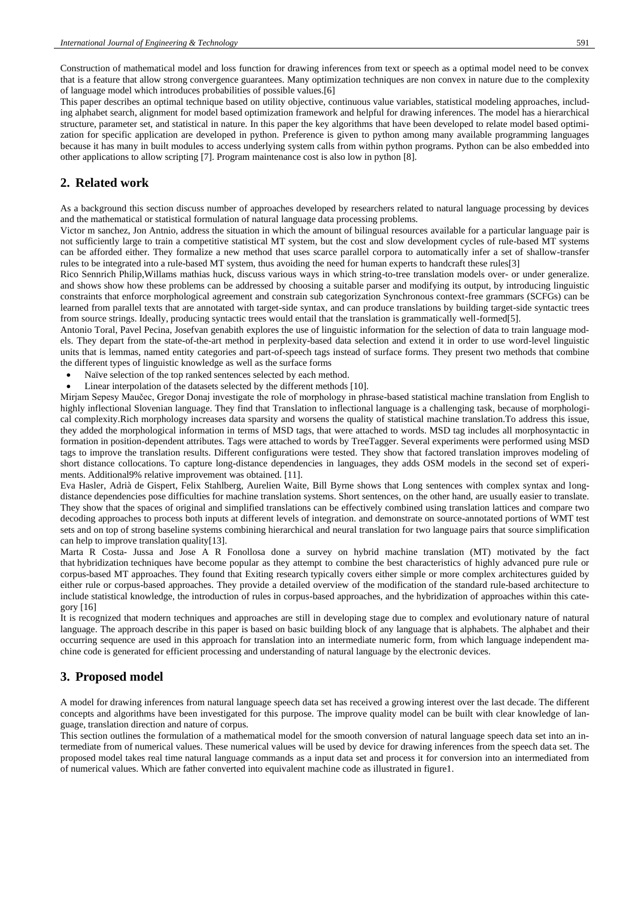Construction of mathematical model and loss function for drawing inferences from text or speech as a optimal model need to be convex that is a feature that allow strong convergence guarantees. Many optimization techniques are non convex in nature due to the complexity of language model which introduces probabilities of possible values.[6]

This paper describes an optimal technique based on utility objective, continuous value variables, statistical modeling approaches, including alphabet search, alignment for model based optimization framework and helpful for drawing inferences. The model has a hierarchical structure, parameter set, and statistical in nature. In this paper the key algorithms that have been developed to relate model based optimization for specific application are developed in python. Preference is given to python among many available programming languages because it has many in built modules to access underlying system calls from within python programs. Python can be also embedded into other applications to allow scripting [7]. Program maintenance cost is also low in python [8].

## 2. Related work

As a background this section discuss number of approaches developed by researchers related to natural language processing by devices and the mathematical or statistical formulation of natural language data processing problems.

Victor m sanchez, Jon Antnio, address the situation in which the amount of bilingual resources available for a particular language pair is not sufficiently large to train a competitive statistical MT system, but the cost and slow development cycles of rule-based MT systems can be afforded either. They formalize a new method that uses scarce parallel corpora to automatically infer a set of shallow-transfer rules to be integrated into a rule-based MT system, thus avoiding the need for human experts to handcraft these rules[3]

Rico Sennrich Philip,Willams mathias huck, discuss various ways in which string-to-tree translation models over- or under generalize. and shows show how these problems can be addressed by choosing a suitable parser and modifying its output, by introducing linguistic constraints that enforce morphological agreement and constrain sub categorization Synchronous context-free grammars (SCFGs) can be learned from parallel texts that are annotated with target-side syntax, and can produce translations by building target-side syntactic trees from source strings. Ideally, producing syntactic trees would entail that the translation is grammatically well-formed[5].

Antonio Toral, Pavel Pecina, Josefvan genabith explores the use of linguistic information for the selection of data to train language models. They depart from the state-of-the-art method in perplexity-based data selection and extend it in order to use word-level linguistic units that is lemmas, named entity categories and part-of-speech tags instead of surface forms. They present two methods that combine the different types of linguistic knowledge as well as the surface forms

- Naïve selection of the top ranked sentences selected by each method.
- Linear interpolation of the datasets selected by the different methods [10].

Mirjam Sepesy Maučec, Gregor Donaj investigate the role of morphology in phrase-based statistical machine translation from English to highly inflectional Slovenian language. They find that Translation to inflectional language is a challenging task, because of morphological complexity.Rich morphology increases data sparsity and worsens the quality of statistical machine translation.To address this issue, they added the morphological information in terms of MSD tags, that were attached to words. MSD tag includes all morphosyntactic in formation in position-dependent attributes. Tags were attached to words by TreeTagger. Several experiments were performed using MSD tags to improve the translation results. Different configurations were tested. They show that factored translation improves modeling of short distance collocations. To capture long-distance dependencies in languages, they adds OSM models in the second set of experiments. Additional9% relative improvement was obtained. [11].

Eva Hasler, Adrià de Gispert, Felix Stahlberg, Aurelien Waite, Bill Byrne shows that Long sentences with complex syntax and long-distance dependencies pose difficulties for machine translation systems. Short sentences, on the other hand, are usually easier to translate. They show that the spaces of original and simplified translations can be effectively combined using translation lattices and compare two decoding approaches to process both inputs at different levels of integration. and demonstrate on source-annotated portions of WMT test sets and on top of strong baseline systems combining hierarchical and neural translation for two language pairs that source simplification can help to improve translation quality[13].

Marta R Costa- Jussa and Jose A R Fonollosa done a survey on hybrid machine translation (MT) motivated by the fact that hybridization techniques have become popular as they attempt to combine the best characteristics of highly advanced pure rule or corpus-based MT approaches. They found that Exiting research typically covers either simple or more complex architectures guided by either rule or corpus-based approaches. They provide a detailed overview of the modification of the standard rule-based architecture to include statistical knowledge, the introduction of rules in corpus-based approaches, and the hybridization of approaches within this category [16]

It is recognized that modern techniques and approaches are still in developing stage due to complex and evolutionary nature of natural language. The approach describe in this paper is based on basic building block of any language that is alphabets. The alphabet and their occurring sequence are used in this approach for translation into an intermediate numeric form, from which language independent machine code is generated for efficient processing and understanding of natural language by the electronic devices.

## 3. Proposed model

A model for drawing inferences from natural language speech data set has received a growing interest over the last decade. The different concepts and algorithms have been investigated for this purpose. The improve quality model can be built with clear knowledge of language, translation direction and nature of corpus.

This section outlines the formulation of a mathematical model for the smooth conversion of natural language speech data set into an intermediate from of numerical values. These numerical values will be used by device for drawing inferences from the speech data set. The proposed model takes real time natural language commands as a input data set and process it for conversion into an intermediated from of numerical values. Which are father converted into equivalent machine code as illustrated in figure1.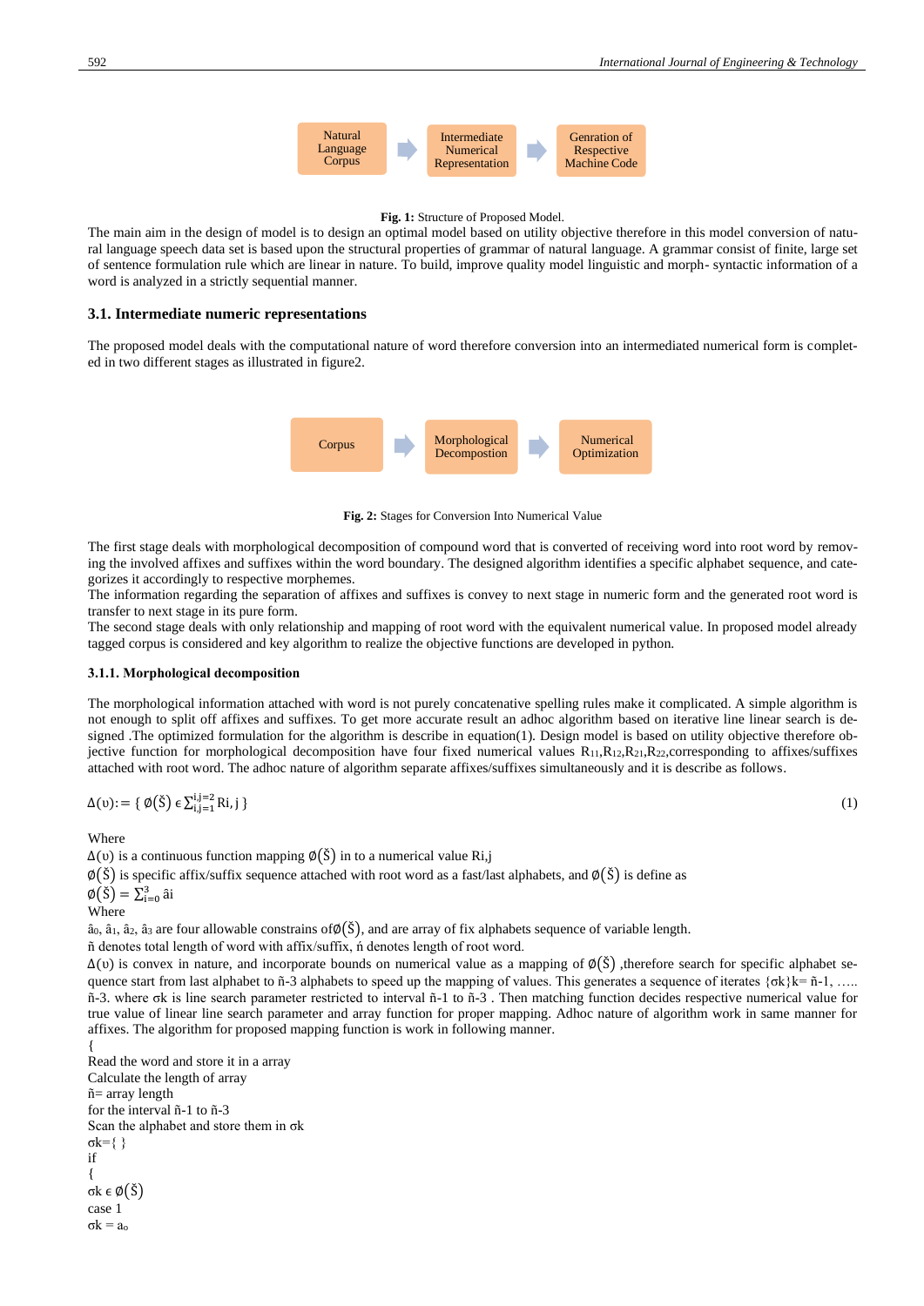Natural Language Corpus → Intermediate Numerical Representation → Genration of Respective Machine Code

**Fig. 1:** Structure of Proposed Model.

The main aim in the design of model is to design an optimal model based on utility objective therefore in this model conversion of natural language speech data set is based upon the structural properties of grammar of natural language. A grammar consist of finite, large set of sentence formulation rule which are linear in nature. To build, improve quality model linguistic and morph- syntactic information of a word is analyzed in a strictly sequential manner.

### 3.1. Intermediate numeric representations

The proposed model deals with the computational nature of word therefore conversion into an intermediated numerical form is completed in two different stages as illustrated in figure2.

Corpus → Morphological Decompostion → Numerical Optimization

**Fig. 2:** Stages for Conversion Into Numerical Value

The first stage deals with morphological decomposition of compound word that is converted of receiving word into root word by removing the involved affixes and suffixes within the word boundary. The designed algorithm identifies a specific alphabet sequence, and categorizes it accordingly to respective morphemes.

The information regarding the separation of affixes and suffixes is convey to next stage in numeric form and the generated root word is transfer to next stage in its pure form.

The second stage deals with only relationship and mapping of root word with the equivalent numerical value. In proposed model already tagged corpus is considered and key algorithm to realize the objective functions are developed in python.

#### 3.1.1. Morphological decomposition

The morphological information attached with word is not purely concatenative spelling rules make it complicated. A simple algorithm is not enough to split off affixes and suffixes. To get more accurate result an adhoc algorithm based on iterative line linear search is designed .The optimized formulation for the algorithm is describe in equation(1). Design model is based on utility objective therefore objective function for morphological decomposition have four fixed numerical values $R_{11}$,$R_{12}$,$R_{21}$,$R_{22}$,corresponding to affixes/suffixes attached with root word. The adhoc nature of algorithm separate affixes/suffixes simultaneously and it is describe as follows.

$$\Delta(\upsilon) := \{ \emptyset(\check{S}) \in \sum_{i,j=1}^{i,j=2} \mathrm{Ri,j} \} \tag{1}$$

Where

$\Delta(\upsilon)$ is a continuous function mapping $\emptyset(\check{S})$ in to a numerical value Ri,j

$\emptyset(\check{S})$ is specific affix/suffix sequence attached with root word as a fast/last alphabets, and $\emptyset(\check{S})$ is define as

$\emptyset(\check{S}) = \sum_{i=0}^{3} \hat{a}i$

Where

$\hat{a}_0$, $\hat{a}_1$, $\hat{a}_2$, $\hat{a}_3$ are four allowable constrains of$\emptyset(\check{S})$, and are array of fix alphabets sequence of variable length.

ñ denotes total length of word with affix/suffix, ń denotes length of root word.

$\Delta(\upsilon)$ is convex in nature, and incorporate bounds on numerical value as a mapping of $\emptyset(\check{S})$ ,therefore search for specific alphabet sequence start from last alphabet to ñ-3 alphabets to speed up the mapping of values. This generates a sequence of iterates $\{\sigma k\}$k= ñ-1, ….. ñ-3. where σk is line search parameter restricted to interval ñ-1 to ñ-3 . Then matching function decides respective numerical value for true value of linear line search parameter and array function for proper mapping. Adhoc nature of algorithm work in same manner for affixes. The algorithm for proposed mapping function is work in following manner.

```
{
Read the word and store it in a array
Calculate the length of array
ñ= array length
for the interval ñ-1 to ñ-3
Scan the alphabet and store them in σk
σk={ }
if
{
σk ϵ Ø(Š)
case 1
σk = aₒ
```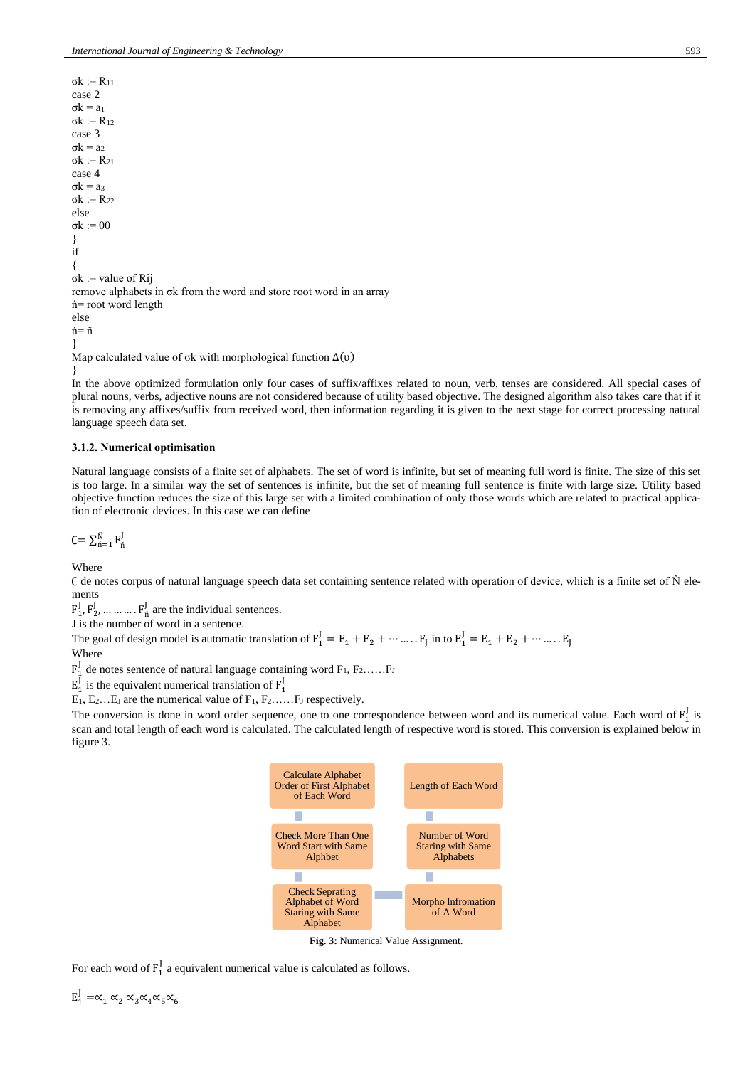σk := $R_{11}$
case 2
σk = $a_1$
σk := $R_{12}$
case 3
σk = $a_2$
σk := $R_{21}$
case 4
σk = $a_3$
σk := $R_{22}$
else
σk := 00
}
if
{
σk := value of Rij
remove alphabets in σk from the word and store root word in an array
ń= root word length
else
ń= ñ
}
Map calculated value of σk with morphological function $\Delta(\upsilon)$
}

In the above optimized formulation only four cases of suffix/affixes related to noun, verb, tenses are considered. All special cases of plural nouns, verbs, adjective nouns are not considered because of utility based objective. The designed algorithm also takes care that if it is removing any affixes/suffix from received word, then information regarding it is given to the next stage for correct processing natural language speech data set.

### 3.1.2. Numerical optimisation

Natural language consists of a finite set of alphabets. The set of word is infinite, but set of meaning full word is finite. The size of this set is too large. In a similar way the set of sentences is infinite, but the set of meaning full sentence is finite with large size. Utility based objective function reduces the size of this large set with a limited combination of only those words which are related to practical application of electronic devices. In this case we can define

$$Ꞇ = \sum_{ń=1}^{Ň} F_{ń}^{J}$$

Where

Ꞇ de notes corpus of natural language speech data set containing sentence related with operation of device, which is a finite set of Ň elements

$F_1^J, F_2^J, \dots\dots\dots. F_{ń}^J$ are the individual sentences.

J is the number of word in a sentence.

The goal of design model is automatic translation of $F_1^J = F_1 + F_2 + \cdots \dots . . F_J$ in to $E_1^J = E_1 + E_2 + \cdots \dots . . E_J$

Where

$F_1^J$ de notes sentence of natural language containing word $F_1$, $F_2$……$F_J$

$E_1^J$ is the equivalent numerical translation of $F_1^J$

$E_1$, $E_2$…$E_J$ are the numerical value of $F_1$, $F_2$……$F_J$ respectively.

The conversion is done in word order sequence, one to one correspondence between word and its numerical value. Each word of $F_1^J$ is scan and total length of each word is calculated. The calculated length of respective word is stored. This conversion is explained below in figure 3.

Calculate Alphabet Order of First Alphabet of Each Word → Check More Than One Word Start with Same Alphbet → Check Seprating Alphabet of Word Staring with Same Alphabet → Morpho Infromation of A Word

Length of Each Word → Number of Word Staring with Same Alphabets → Morpho Infromation of A Word

**Fig. 3:** Numerical Value Assignment.

For each word of $F_1^J$ a equivalent numerical value is calculated as follows.

$$E_1^J = \propto_1 \propto_2 \propto_3 \propto_4 \propto_5 \propto_6$$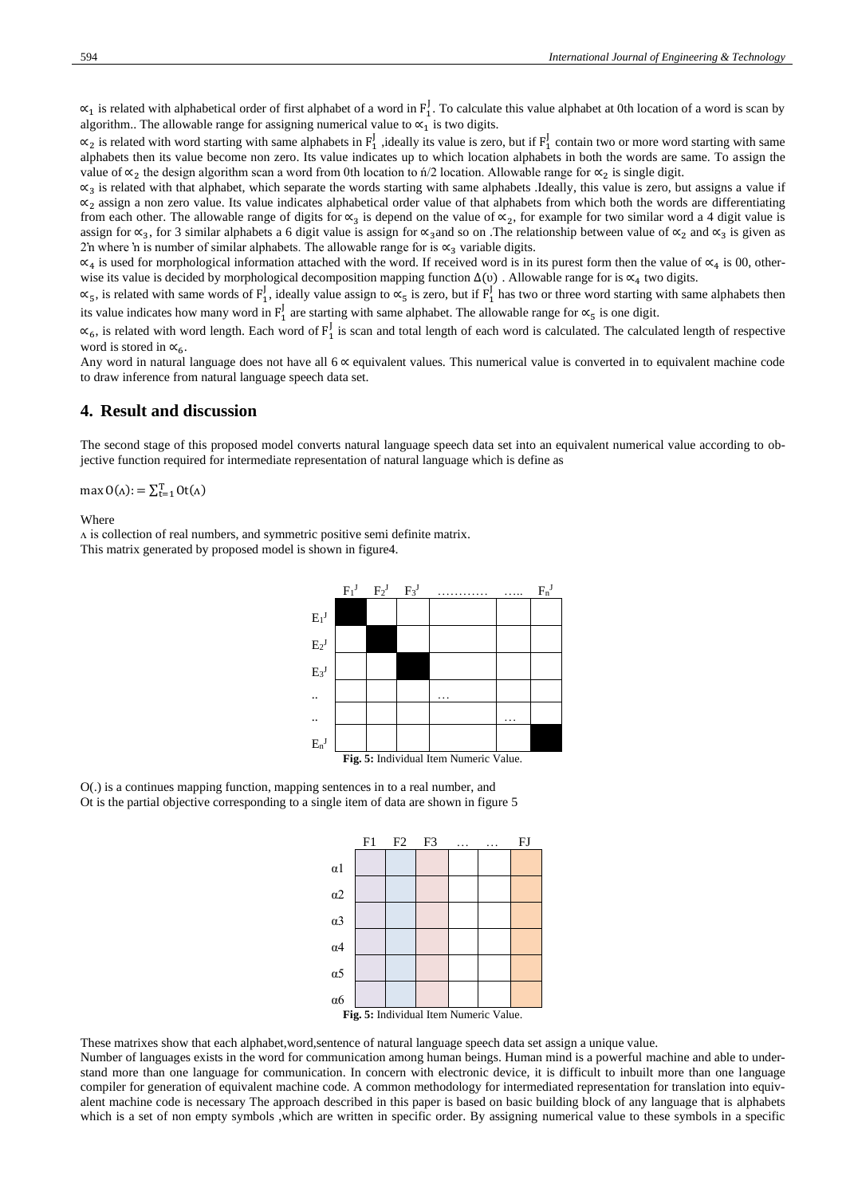$\propto_1$ is related with alphabetical order of first alphabet of a word in $F_1^J$. To calculate this value alphabet at 0th location of a word is scan by algorithm.. The allowable range for assigning numerical value to $\propto_1$ is two digits.

$\propto_2$ is related with word starting with same alphabets in $F_1^J$ ,ideally its value is zero, but if $F_1^J$ contain two or more word starting with same alphabets then its value become non zero. Its value indicates up to which location alphabets in both the words are same. To assign the value of $\propto_2$ the design algorithm scan a word from 0th location to ń/2 location. Allowable range for $\propto_2$ is single digit.

$\propto_3$ is related with that alphabet, which separate the words starting with same alphabets .Ideally, this value is zero, but assigns a value if $\propto_2$ assign a non zero value. Its value indicates alphabetical order value of that alphabets from which both the words are differentiating from each other. The allowable range of digits for $\propto_3$ is depend on the value of $\propto_2$, for example for two similar word a 4 digit value is assign for $\propto_3$, for 3 similar alphabets a 6 digit value is assign for $\propto_3$and so on .The relationship between value of $\propto_2$ and $\propto_3$ is given as 2'n where 'n is number of similar alphabets. The allowable range for is $\propto_3$ variable digits.

$\propto_4$ is used for morphological information attached with the word. If received word is in its purest form then the value of $\propto_4$ is 00, otherwise its value is decided by morphological decomposition mapping function $\Delta(\upsilon)$ . Allowable range for is $\propto_4$ two digits.

$\propto_5$, is related with same words of $F_1^J$, ideally value assign to $\propto_5$ is zero, but if $F_1^J$ has two or three word starting with same alphabets then its value indicates how many word in $F_1^J$ are starting with same alphabet. The allowable range for $\propto_5$ is one digit.

$\propto_6$, is related with word length. Each word of $F_1^J$ is scan and total length of each word is calculated. The calculated length of respective word is stored in $\propto_6$.

Any word in natural language does not have all 6 $\propto$ equivalent values. This numerical value is converted in to equivalent machine code to draw inference from natural language speech data set.

## 4. Result and discussion

The second stage of this proposed model converts natural language speech data set into an equivalent numerical value according to objective function required for intermediate representation of natural language which is define as

$\max O(\wedge) := \sum_{t=1}^{T} Ot(\wedge)$

Where

$\wedge$ is collection of real numbers, and symmetric positive semi definite matrix.

This matrix generated by proposed model is shown in figure4.

| | $F_1^J$ | $F_2^J$ | $F_3^J$ | ………… | ….. | $F_n^J$ |
|---|---|---|---|---|---|---|
| $E_1^J$ | ■ | | | | | |
| $E_2^J$ | | ■ | | | | |
| $E_3^J$ | | | ■ | | | |
| .. | | | | … | | |
| .. | | | | | … | |
| $E_n^J$ | | | | | | ■ |

**Fig. 5:** Individual Item Numeric Value.

O(.) is a continues mapping function, mapping sentences in to a real number, and

Ot is the partial objective corresponding to a single item of data are shown in figure 5

| | F1 | F2 | F3 | … | … | FJ |
|---|---|---|---|---|---|---|
| α1 | | | | | | |
| α2 | | | | | | |
| α3 | | | | | | |
| α4 | | | | | | |
| α5 | | | | | | |
| α6 | | | | | | |

**Fig. 5:** Individual Item Numeric Value.

These matrixes show that each alphabet,word,sentence of natural language speech data set assign a unique value.

Number of languages exists in the word for communication among human beings. Human mind is a powerful machine and able to understand more than one language for communication. In concern with electronic device, it is difficult to inbuilt more than one language compiler for generation of equivalent machine code. A common methodology for intermediated representation for translation into equivalent machine code is necessary The approach described in this paper is based on basic building block of any language that is alphabets which is a set of non empty symbols ,which are written in specific order. By assigning numerical value to these symbols in a specific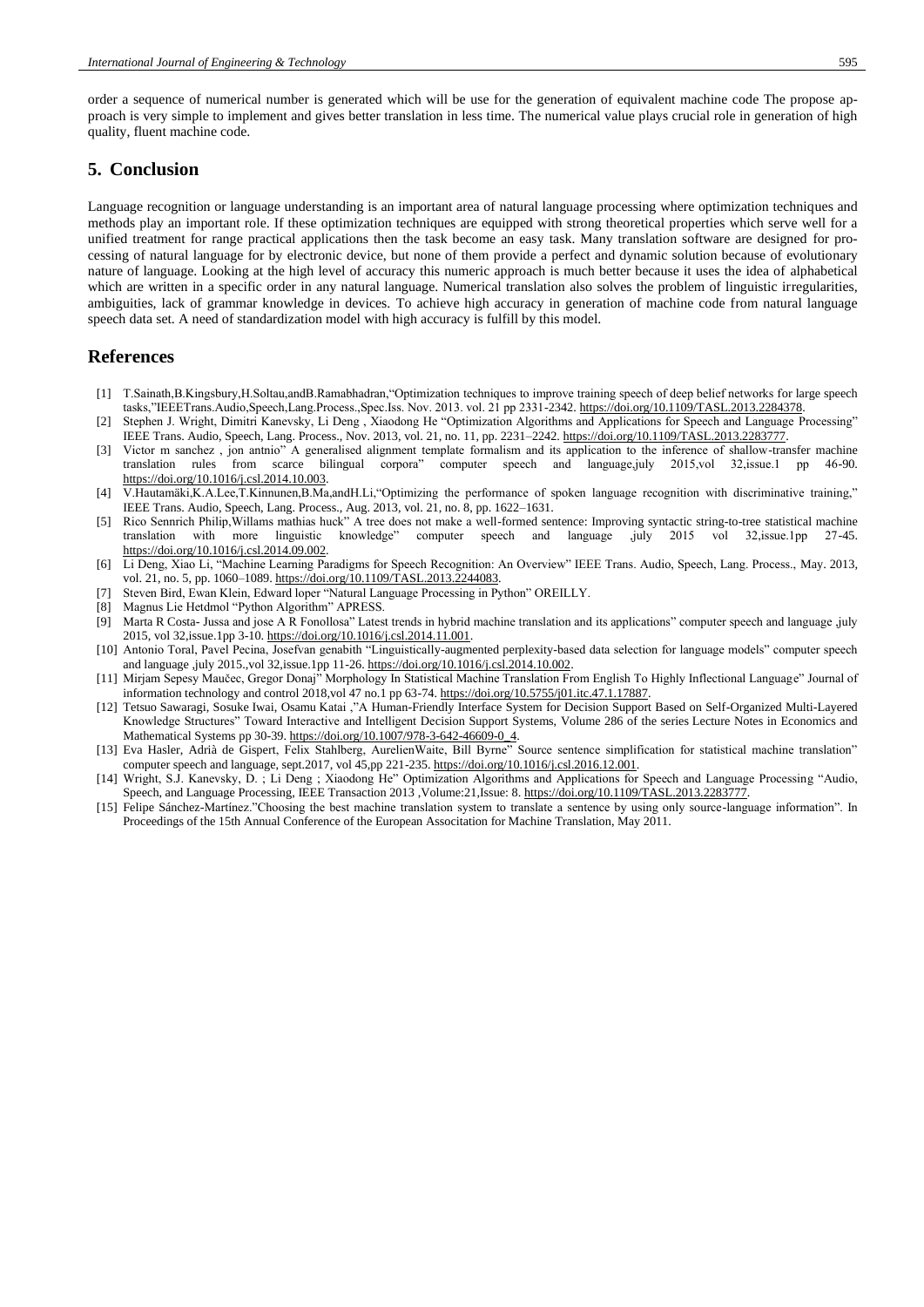order a sequence of numerical number is generated which will be use for the generation of equivalent machine code The propose approach is very simple to implement and gives better translation in less time. The numerical value plays crucial role in generation of high quality, fluent machine code.

## 5. Conclusion

Language recognition or language understanding is an important area of natural language processing where optimization techniques and methods play an important role. If these optimization techniques are equipped with strong theoretical properties which serve well for a unified treatment for range practical applications then the task become an easy task. Many translation software are designed for processing of natural language for by electronic device, but none of them provide a perfect and dynamic solution because of evolutionary nature of language. Looking at the high level of accuracy this numeric approach is much better because it uses the idea of alphabetical which are written in a specific order in any natural language. Numerical translation also solves the problem of linguistic irregularities, ambiguities, lack of grammar knowledge in devices. To achieve high accuracy in generation of machine code from natural language speech data set. A need of standardization model with high accuracy is fulfill by this model.

## References

[1] T.Sainath,B.Kingsbury,H.Soltau,andB.Ramabhadran,"Optimization techniques to improve training speech of deep belief networks for large speech tasks,"IEEETrans.Audio,Speech,Lang.Process.,Spec.Iss. Nov. 2013. vol. 21 pp 2331-2342. https://doi.org/10.1109/TASL.2013.2284378.

[2] Stephen J. Wright, Dimitri Kanevsky, Li Deng , Xiaodong He "Optimization Algorithms and Applications for Speech and Language Processing" IEEE Trans. Audio, Speech, Lang. Process., Nov. 2013, vol. 21, no. 11, pp. 2231–2242. https://doi.org/10.1109/TASL.2013.2283777.

[3] Victor m sanchez , jon antnio" A generalised alignment template formalism and its application to the inference of shallow-transfer machine translation rules from scarce bilingual corpora" computer speech and language,july 2015,vol 32,issue.1 pp 46-90. https://doi.org/10.1016/j.csl.2014.10.003.

[4] V.Hautamäki,K.A.Lee,T.Kinnunen,B.Ma,andH.Li,"Optimizing the performance of spoken language recognition with discriminative training," IEEE Trans. Audio, Speech, Lang. Process., Aug. 2013, vol. 21, no. 8, pp. 1622–1631.

[5] Rico Sennrich Philip,Willams mathias huck" A tree does not make a well-formed sentence: Improving syntactic string-to-tree statistical machine translation with more linguistic knowledge" computer speech and language ,july 2015 vol 32,issue.1pp 27-45. https://doi.org/10.1016/j.csl.2014.09.002.

[6] Li Deng, Xiao Li, "Machine Learning Paradigms for Speech Recognition: An Overview" IEEE Trans. Audio, Speech, Lang. Process., May. 2013, vol. 21, no. 5, pp. 1060–1089. https://doi.org/10.1109/TASL.2013.2244083.

[7] Steven Bird, Ewan Klein, Edward loper "Natural Language Processing in Python" OREILLY.

[8] Magnus Lie Hetdmol "Python Algorithm" APRESS.

[9] Marta R Costa- Jussa and jose A R Fonollosa" Latest trends in hybrid machine translation and its applications" computer speech and language ,july 2015, vol 32,issue.1pp 3-10. https://doi.org/10.1016/j.csl.2014.11.001.

[10] Antonio Toral, Pavel Pecina, Josefvan genabith "Linguistically-augmented perplexity-based data selection for language models" computer speech and language ,july 2015.,vol 32,issue.1pp 11-26. https://doi.org/10.1016/j.csl.2014.10.002.

[11] Mirjam Sepesy Maučec, Gregor Donaj" Morphology In Statistical Machine Translation From English To Highly Inflectional Language" Journal of information technology and control 2018,vol 47 no.1 pp 63-74. https://doi.org/10.5755/j01.itc.47.1.17887.

[12] Tetsuo Sawaragi, Sosuke Iwai, Osamu Katai ,"A Human-Friendly Interface System for Decision Support Based on Self-Organized Multi-Layered Knowledge Structures" Toward Interactive and Intelligent Decision Support Systems, Volume 286 of the series Lecture Notes in Economics and Mathematical Systems pp 30-39. https://doi.org/10.1007/978-3-642-46609-0_4.

[13] Eva Hasler, Adrià de Gispert, Felix Stahlberg, AurelienWaite, Bill Byrne" Source sentence simplification for statistical machine translation" computer speech and language, sept.2017, vol 45,pp 221-235. https://doi.org/10.1016/j.csl.2016.12.001.

[14] Wright, S.J. Kanevsky, D. ; Li Deng ; Xiaodong He" Optimization Algorithms and Applications for Speech and Language Processing "Audio, Speech, and Language Processing, IEEE Transaction 2013 ,Volume:21,Issue: 8. https://doi.org/10.1109/TASL.2013.2283777.

[15] Felipe Sánchez-Martínez."Choosing the best machine translation system to translate a sentence by using only source-language information". In Proceedings of the 15th Annual Conference of the European Associtation for Machine Translation, May 2011.